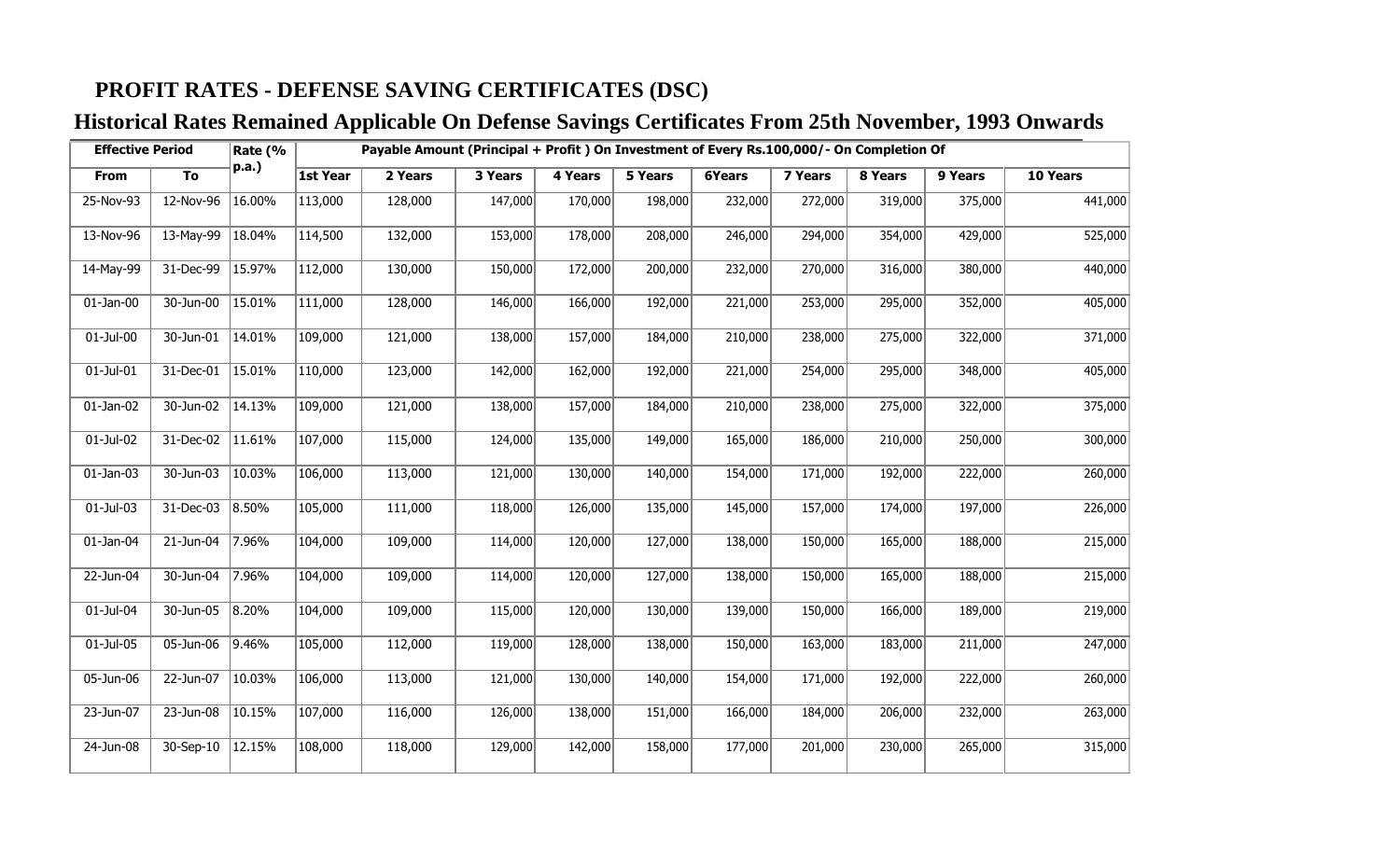## PROFIT RATES - DEFENSE SAVING CERTIFICATES (DSC)

## Historical Rates Remained Applicable On Defense Savings Certificates From 25th November, 1993 Onwards

| Effective Period | | Rate (% p.a.) | Payable Amount (Principal + Profit ) On Investment of Every Rs.100,000/- On Completion Of | | | | | | | | | |
|---|---|---|---|---|---|---|---|---|---|---|---|---|
| From | To | | 1st Year | 2 Years | 3 Years | 4 Years | 5 Years | 6Years | 7 Years | 8 Years | 9 Years | 10 Years |
| 25-Nov-93 | 12-Nov-96 | 16.00% | 113,000 | 128,000 | 147,000 | 170,000 | 198,000 | 232,000 | 272,000 | 319,000 | 375,000 | 441,000 |
| 13-Nov-96 | 13-May-99 | 18.04% | 114,500 | 132,000 | 153,000 | 178,000 | 208,000 | 246,000 | 294,000 | 354,000 | 429,000 | 525,000 |
| 14-May-99 | 31-Dec-99 | 15.97% | 112,000 | 130,000 | 150,000 | 172,000 | 200,000 | 232,000 | 270,000 | 316,000 | 380,000 | 440,000 |
| 01-Jan-00 | 30-Jun-00 | 15.01% | 111,000 | 128,000 | 146,000 | 166,000 | 192,000 | 221,000 | 253,000 | 295,000 | 352,000 | 405,000 |
| 01-Jul-00 | 30-Jun-01 | 14.01% | 109,000 | 121,000 | 138,000 | 157,000 | 184,000 | 210,000 | 238,000 | 275,000 | 322,000 | 371,000 |
| 01-Jul-01 | 31-Dec-01 | 15.01% | 110,000 | 123,000 | 142,000 | 162,000 | 192,000 | 221,000 | 254,000 | 295,000 | 348,000 | 405,000 |
| 01-Jan-02 | 30-Jun-02 | 14.13% | 109,000 | 121,000 | 138,000 | 157,000 | 184,000 | 210,000 | 238,000 | 275,000 | 322,000 | 375,000 |
| 01-Jul-02 | 31-Dec-02 | 11.61% | 107,000 | 115,000 | 124,000 | 135,000 | 149,000 | 165,000 | 186,000 | 210,000 | 250,000 | 300,000 |
| 01-Jan-03 | 30-Jun-03 | 10.03% | 106,000 | 113,000 | 121,000 | 130,000 | 140,000 | 154,000 | 171,000 | 192,000 | 222,000 | 260,000 |
| 01-Jul-03 | 31-Dec-03 | 8.50% | 105,000 | 111,000 | 118,000 | 126,000 | 135,000 | 145,000 | 157,000 | 174,000 | 197,000 | 226,000 |
| 01-Jan-04 | 21-Jun-04 | 7.96% | 104,000 | 109,000 | 114,000 | 120,000 | 127,000 | 138,000 | 150,000 | 165,000 | 188,000 | 215,000 |
| 22-Jun-04 | 30-Jun-04 | 7.96% | 104,000 | 109,000 | 114,000 | 120,000 | 127,000 | 138,000 | 150,000 | 165,000 | 188,000 | 215,000 |
| 01-Jul-04 | 30-Jun-05 | 8.20% | 104,000 | 109,000 | 115,000 | 120,000 | 130,000 | 139,000 | 150,000 | 166,000 | 189,000 | 219,000 |
| 01-Jul-05 | 05-Jun-06 | 9.46% | 105,000 | 112,000 | 119,000 | 128,000 | 138,000 | 150,000 | 163,000 | 183,000 | 211,000 | 247,000 |
| 05-Jun-06 | 22-Jun-07 | 10.03% | 106,000 | 113,000 | 121,000 | 130,000 | 140,000 | 154,000 | 171,000 | 192,000 | 222,000 | 260,000 |
| 23-Jun-07 | 23-Jun-08 | 10.15% | 107,000 | 116,000 | 126,000 | 138,000 | 151,000 | 166,000 | 184,000 | 206,000 | 232,000 | 263,000 |
| 24-Jun-08 | 30-Sep-10 | 12.15% | 108,000 | 118,000 | 129,000 | 142,000 | 158,000 | 177,000 | 201,000 | 230,000 | 265,000 | 315,000 |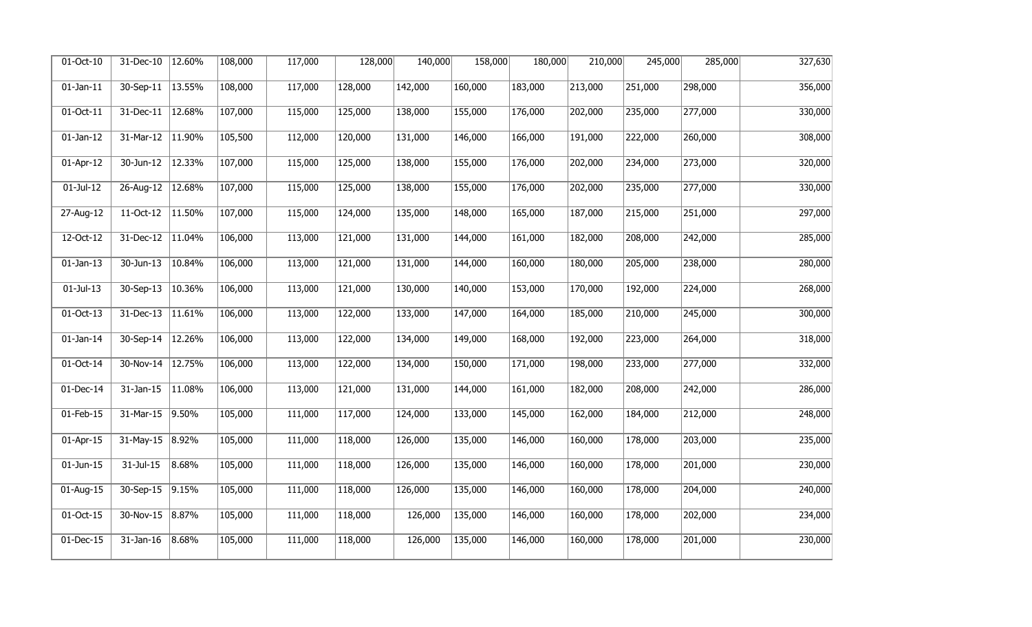| | | | | | | | | | | | | | |
|---|---|---|---|---|---|---|---|---|---|---|---|---|---|
| 01-Oct-10 | 31-Dec-10 | 12.60% | 108,000 | 117,000 | 128,000 | 140,000 | 158,000 | 180,000 | 210,000 | 245,000 | 285,000 | 327,630 |
| 01-Jan-11 | 30-Sep-11 | 13.55% | 108,000 | 117,000 | 128,000 | 142,000 | 160,000 | 183,000 | 213,000 | 251,000 | 298,000 | 356,000 |
| 01-Oct-11 | 31-Dec-11 | 12.68% | 107,000 | 115,000 | 125,000 | 138,000 | 155,000 | 176,000 | 202,000 | 235,000 | 277,000 | 330,000 |
| 01-Jan-12 | 31-Mar-12 | 11.90% | 105,500 | 112,000 | 120,000 | 131,000 | 146,000 | 166,000 | 191,000 | 222,000 | 260,000 | 308,000 |
| 01-Apr-12 | 30-Jun-12 | 12.33% | 107,000 | 115,000 | 125,000 | 138,000 | 155,000 | 176,000 | 202,000 | 234,000 | 273,000 | 320,000 |
| 01-Jul-12 | 26-Aug-12 | 12.68% | 107,000 | 115,000 | 125,000 | 138,000 | 155,000 | 176,000 | 202,000 | 235,000 | 277,000 | 330,000 |
| 27-Aug-12 | 11-Oct-12 | 11.50% | 107,000 | 115,000 | 124,000 | 135,000 | 148,000 | 165,000 | 187,000 | 215,000 | 251,000 | 297,000 |
| 12-Oct-12 | 31-Dec-12 | 11.04% | 106,000 | 113,000 | 121,000 | 131,000 | 144,000 | 161,000 | 182,000 | 208,000 | 242,000 | 285,000 |
| 01-Jan-13 | 30-Jun-13 | 10.84% | 106,000 | 113,000 | 121,000 | 131,000 | 144,000 | 160,000 | 180,000 | 205,000 | 238,000 | 280,000 |
| 01-Jul-13 | 30-Sep-13 | 10.36% | 106,000 | 113,000 | 121,000 | 130,000 | 140,000 | 153,000 | 170,000 | 192,000 | 224,000 | 268,000 |
| 01-Oct-13 | 31-Dec-13 | 11.61% | 106,000 | 113,000 | 122,000 | 133,000 | 147,000 | 164,000 | 185,000 | 210,000 | 245,000 | 300,000 |
| 01-Jan-14 | 30-Sep-14 | 12.26% | 106,000 | 113,000 | 122,000 | 134,000 | 149,000 | 168,000 | 192,000 | 223,000 | 264,000 | 318,000 |
| 01-Oct-14 | 30-Nov-14 | 12.75% | 106,000 | 113,000 | 122,000 | 134,000 | 150,000 | 171,000 | 198,000 | 233,000 | 277,000 | 332,000 |
| 01-Dec-14 | 31-Jan-15 | 11.08% | 106,000 | 113,000 | 121,000 | 131,000 | 144,000 | 161,000 | 182,000 | 208,000 | 242,000 | 286,000 |
| 01-Feb-15 | 31-Mar-15 | 9.50% | 105,000 | 111,000 | 117,000 | 124,000 | 133,000 | 145,000 | 162,000 | 184,000 | 212,000 | 248,000 |
| 01-Apr-15 | 31-May-15 | 8.92% | 105,000 | 111,000 | 118,000 | 126,000 | 135,000 | 146,000 | 160,000 | 178,000 | 203,000 | 235,000 |
| 01-Jun-15 | 31-Jul-15 | 8.68% | 105,000 | 111,000 | 118,000 | 126,000 | 135,000 | 146,000 | 160,000 | 178,000 | 201,000 | 230,000 |
| 01-Aug-15 | 30-Sep-15 | 9.15% | 105,000 | 111,000 | 118,000 | 126,000 | 135,000 | 146,000 | 160,000 | 178,000 | 204,000 | 240,000 |
| 01-Oct-15 | 30-Nov-15 | 8.87% | 105,000 | 111,000 | 118,000 | 126,000 | 135,000 | 146,000 | 160,000 | 178,000 | 202,000 | 234,000 |
| 01-Dec-15 | 31-Jan-16 | 8.68% | 105,000 | 111,000 | 118,000 | 126,000 | 135,000 | 146,000 | 160,000 | 178,000 | 201,000 | 230,000 |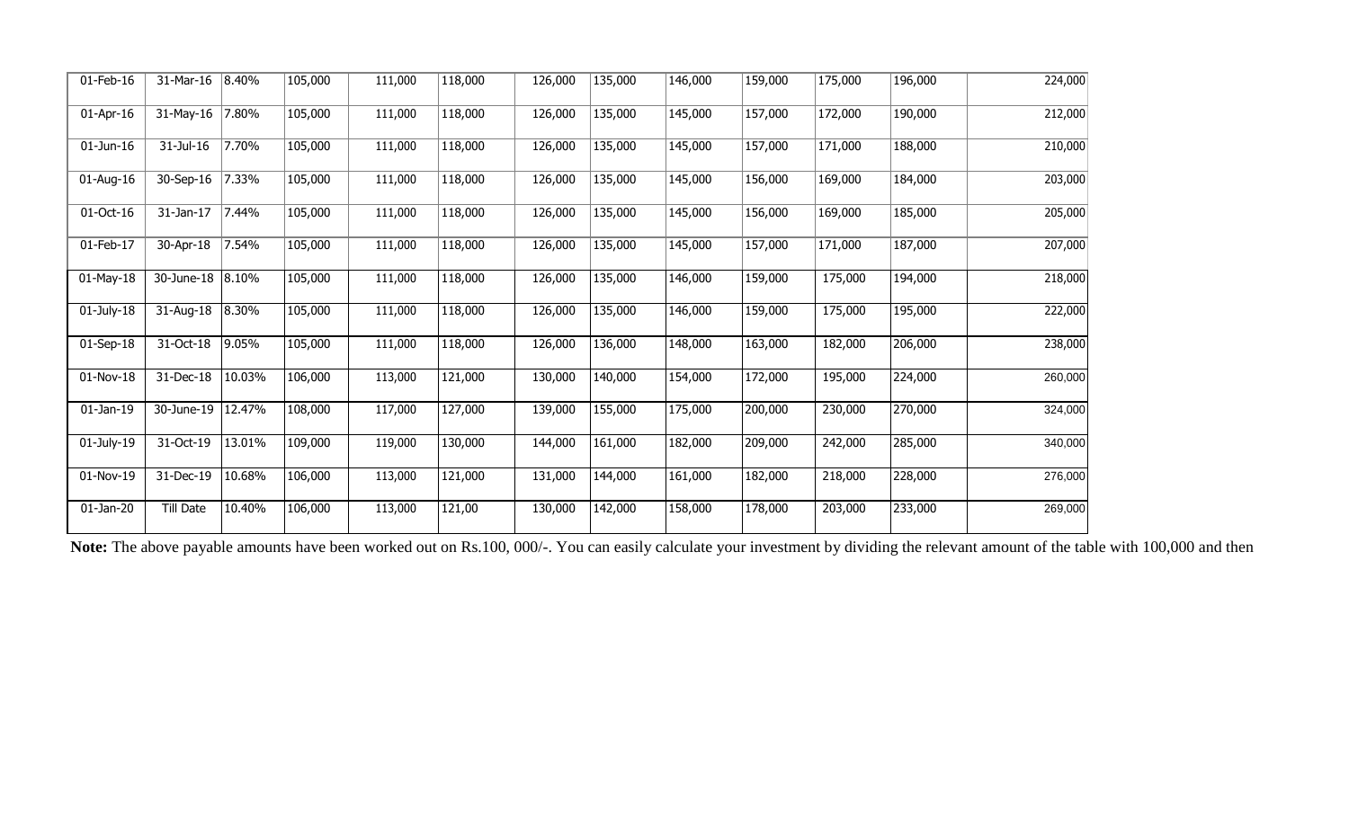| | | | | | | | | | | | | | |
|---|---|---|---|---|---|---|---|---|---|---|---|---|---|
| 01-Feb-16 | 31-Mar-16 | 8.40% | 105,000 | 111,000 | 118,000 | 126,000 | 135,000 | 146,000 | 159,000 | 175,000 | 196,000 | 224,000 |
| 01-Apr-16 | 31-May-16 | 7.80% | 105,000 | 111,000 | 118,000 | 126,000 | 135,000 | 145,000 | 157,000 | 172,000 | 190,000 | 212,000 |
| 01-Jun-16 | 31-Jul-16 | 7.70% | 105,000 | 111,000 | 118,000 | 126,000 | 135,000 | 145,000 | 157,000 | 171,000 | 188,000 | 210,000 |
| 01-Aug-16 | 30-Sep-16 | 7.33% | 105,000 | 111,000 | 118,000 | 126,000 | 135,000 | 145,000 | 156,000 | 169,000 | 184,000 | 203,000 |
| 01-Oct-16 | 31-Jan-17 | 7.44% | 105,000 | 111,000 | 118,000 | 126,000 | 135,000 | 145,000 | 156,000 | 169,000 | 185,000 | 205,000 |
| 01-Feb-17 | 30-Apr-18 | 7.54% | 105,000 | 111,000 | 118,000 | 126,000 | 135,000 | 145,000 | 157,000 | 171,000 | 187,000 | 207,000 |
| 01-May-18 | 30-June-18 | 8.10% | 105,000 | 111,000 | 118,000 | 126,000 | 135,000 | 146,000 | 159,000 | 175,000 | 194,000 | 218,000 |
| 01-July-18 | 31-Aug-18 | 8.30% | 105,000 | 111,000 | 118,000 | 126,000 | 135,000 | 146,000 | 159,000 | 175,000 | 195,000 | 222,000 |
| 01-Sep-18 | 31-Oct-18 | 9.05% | 105,000 | 111,000 | 118,000 | 126,000 | 136,000 | 148,000 | 163,000 | 182,000 | 206,000 | 238,000 |
| 01-Nov-18 | 31-Dec-18 | 10.03% | 106,000 | 113,000 | 121,000 | 130,000 | 140,000 | 154,000 | 172,000 | 195,000 | 224,000 | 260,000 |
| 01-Jan-19 | 30-June-19 | 12.47% | 108,000 | 117,000 | 127,000 | 139,000 | 155,000 | 175,000 | 200,000 | 230,000 | 270,000 | 324,000 |
| 01-July-19 | 31-Oct-19 | 13.01% | 109,000 | 119,000 | 130,000 | 144,000 | 161,000 | 182,000 | 209,000 | 242,000 | 285,000 | 340,000 |
| 01-Nov-19 | 31-Dec-19 | 10.68% | 106,000 | 113,000 | 121,000 | 131,000 | 144,000 | 161,000 | 182,000 | 218,000 | 228,000 | 276,000 |
| 01-Jan-20 | Till Date | 10.40% | 106,000 | 113,000 | 121,00 | 130,000 | 142,000 | 158,000 | 178,000 | 203,000 | 233,000 | 269,000 |

**Note:** The above payable amounts have been worked out on Rs.100, 000/-. You can easily calculate your investment by dividing the relevant amount of the table with 100,000 and then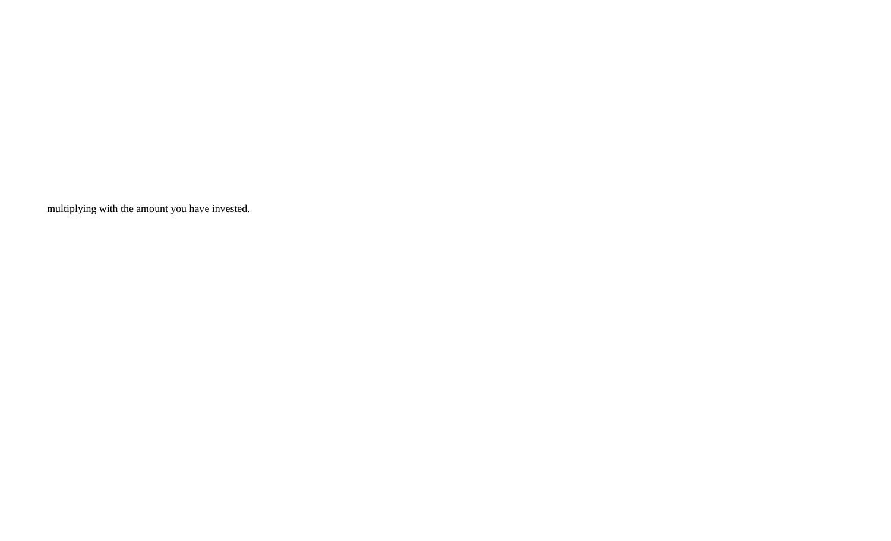multiplying with the amount you have invested.